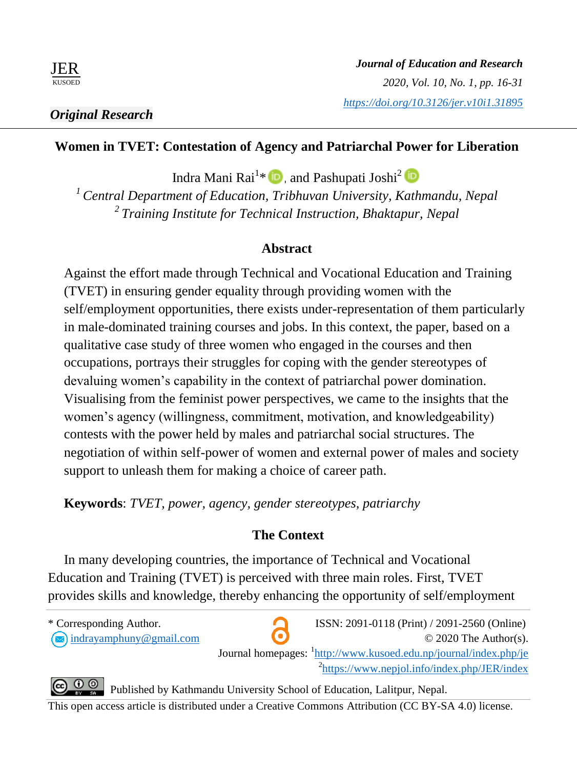JER
KUSOED

*Journal of Education and Research*
*2020, Vol. 10, No. 1, pp. 16-31*
*https://doi.org/10.3126/jer.v10i1.31895*

***Original Research***

# Women in TVET: Contestation of Agency and Patriarchal Power for Liberation

Indra Mani Rai[1]*, and Pashupati Joshi[2]

[1] *Central Department of Education, Tribhuvan University, Kathmandu, Nepal*
[2] *Training Institute for Technical Instruction, Bhaktapur, Nepal*

## Abstract

Against the effort made through Technical and Vocational Education and Training (TVET) in ensuring gender equality through providing women with the self/employment opportunities, there exists under-representation of them particularly in male-dominated training courses and jobs. In this context, the paper, based on a qualitative case study of three women who engaged in the courses and then occupations, portrays their struggles for coping with the gender stereotypes of devaluing women's capability in the context of patriarchal power domination. Visualising from the feminist power perspectives, we came to the insights that the women's agency (willingness, commitment, motivation, and knowledgeability) contests with the power held by males and patriarchal social structures. The negotiation of within self-power of women and external power of males and society support to unleash them for making a choice of career path.

**Keywords**: *TVET, power, agency, gender stereotypes, patriarchy*

## The Context

In many developing countries, the importance of Technical and Vocational Education and Training (TVET) is perceived with three main roles. First, TVET provides skills and knowledge, thereby enhancing the opportunity of self/employment

---

* Corresponding Author.
indrayamphuny@gmail.com

ISSN: 2091-0118 (Print) / 2091-2560 (Online)
© 2020 The Author(s).
Journal homepages: [1]http://www.kusoed.edu.np/journal/index.php/je
[2]https://www.nepjol.info/index.php/JER/index

Published by Kathmandu University School of Education, Lalitpur, Nepal.
This open access article is distributed under a Creative Commons Attribution (CC BY-SA 4.0) license.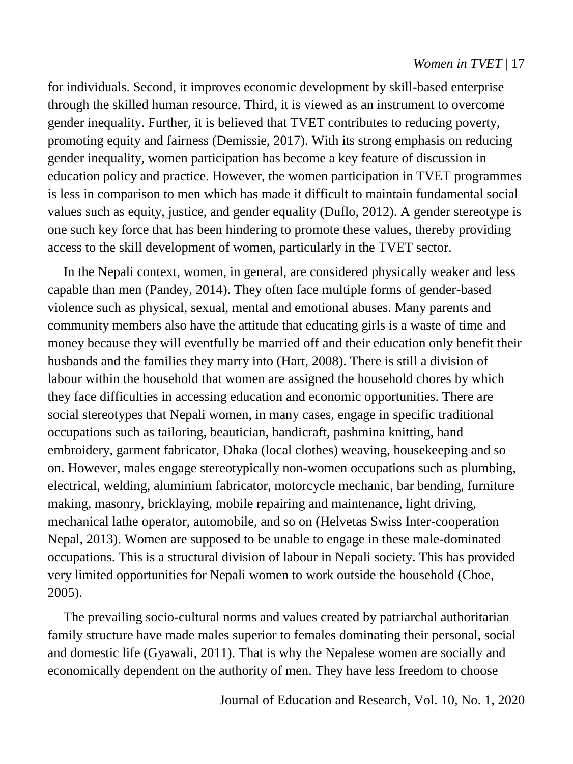for individuals. Second, it improves economic development by skill-based enterprise through the skilled human resource. Third, it is viewed as an instrument to overcome gender inequality. Further, it is believed that TVET contributes to reducing poverty, promoting equity and fairness (Demissie, 2017). With its strong emphasis on reducing gender inequality, women participation has become a key feature of discussion in education policy and practice. However, the women participation in TVET programmes is less in comparison to men which has made it difficult to maintain fundamental social values such as equity, justice, and gender equality (Duflo, 2012). A gender stereotype is one such key force that has been hindering to promote these values, thereby providing access to the skill development of women, particularly in the TVET sector.

In the Nepali context, women, in general, are considered physically weaker and less capable than men (Pandey, 2014). They often face multiple forms of gender-based violence such as physical, sexual, mental and emotional abuses. Many parents and community members also have the attitude that educating girls is a waste of time and money because they will eventfully be married off and their education only benefit their husbands and the families they marry into (Hart, 2008). There is still a division of labour within the household that women are assigned the household chores by which they face difficulties in accessing education and economic opportunities. There are social stereotypes that Nepali women, in many cases, engage in specific traditional occupations such as tailoring, beautician, handicraft, pashmina knitting, hand embroidery, garment fabricator, Dhaka (local clothes) weaving, housekeeping and so on. However, males engage stereotypically non-women occupations such as plumbing, electrical, welding, aluminium fabricator, motorcycle mechanic, bar bending, furniture making, masonry, bricklaying, mobile repairing and maintenance, light driving, mechanical lathe operator, automobile, and so on (Helvetas Swiss Inter-cooperation Nepal, 2013). Women are supposed to be unable to engage in these male-dominated occupations. This is a structural division of labour in Nepali society. This has provided very limited opportunities for Nepali women to work outside the household (Choe, 2005).

The prevailing socio-cultural norms and values created by patriarchal authoritarian family structure have made males superior to females dominating their personal, social and domestic life (Gyawali, 2011). That is why the Nepalese women are socially and economically dependent on the authority of men. They have less freedom to choose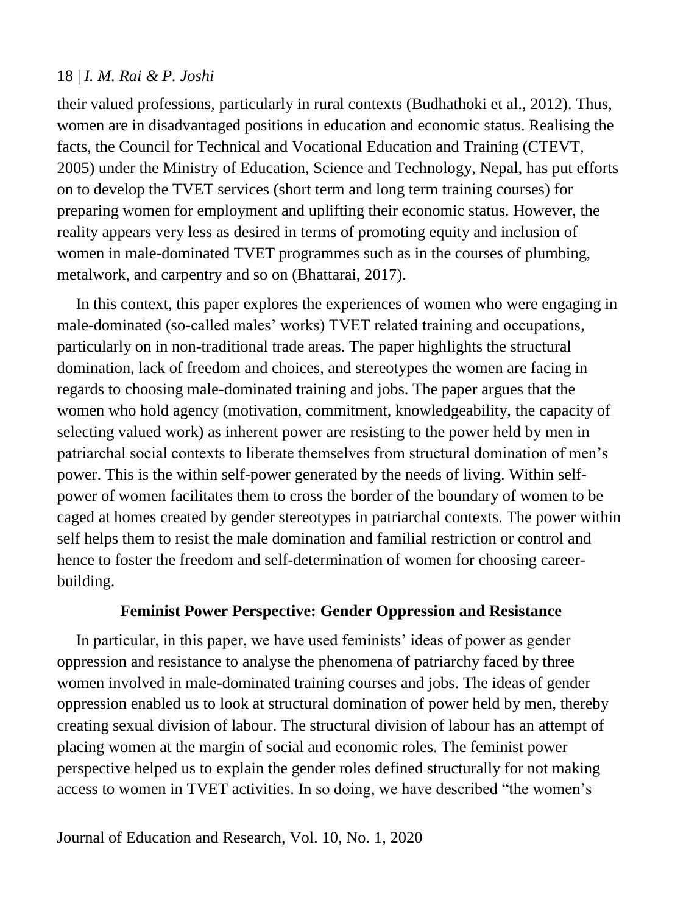their valued professions, particularly in rural contexts (Budhathoki et al., 2012). Thus, women are in disadvantaged positions in education and economic status. Realising the facts, the Council for Technical and Vocational Education and Training (CTEVT, 2005) under the Ministry of Education, Science and Technology, Nepal, has put efforts on to develop the TVET services (short term and long term training courses) for preparing women for employment and uplifting their economic status. However, the reality appears very less as desired in terms of promoting equity and inclusion of women in male-dominated TVET programmes such as in the courses of plumbing, metalwork, and carpentry and so on (Bhattarai, 2017).

In this context, this paper explores the experiences of women who were engaging in male-dominated (so-called males' works) TVET related training and occupations, particularly on in non-traditional trade areas. The paper highlights the structural domination, lack of freedom and choices, and stereotypes the women are facing in regards to choosing male-dominated training and jobs. The paper argues that the women who hold agency (motivation, commitment, knowledgeability, the capacity of selecting valued work) as inherent power are resisting to the power held by men in patriarchal social contexts to liberate themselves from structural domination of men's power. This is the within self-power generated by the needs of living. Within self-power of women facilitates them to cross the border of the boundary of women to be caged at homes created by gender stereotypes in patriarchal contexts. The power within self helps them to resist the male domination and familial restriction or control and hence to foster the freedom and self-determination of women for choosing career-building.

## Feminist Power Perspective: Gender Oppression and Resistance

In particular, in this paper, we have used feminists' ideas of power as gender oppression and resistance to analyse the phenomena of patriarchy faced by three women involved in male-dominated training courses and jobs. The ideas of gender oppression enabled us to look at structural domination of power held by men, thereby creating sexual division of labour. The structural division of labour has an attempt of placing women at the margin of social and economic roles. The feminist power perspective helped us to explain the gender roles defined structurally for not making access to women in TVET activities. In so doing, we have described "the women's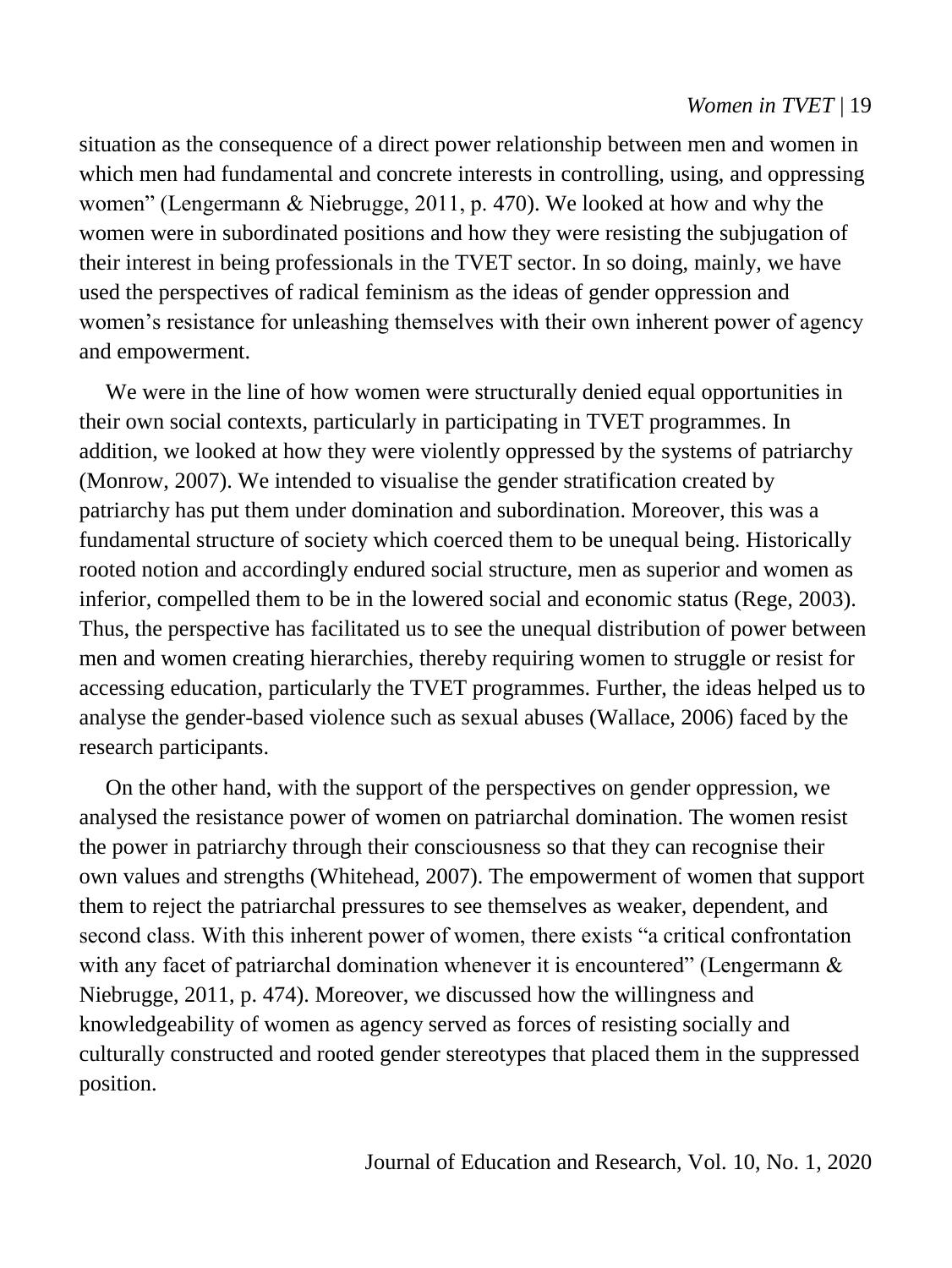situation as the consequence of a direct power relationship between men and women in which men had fundamental and concrete interests in controlling, using, and oppressing women" (Lengermann & Niebrugge, 2011, p. 470). We looked at how and why the women were in subordinated positions and how they were resisting the subjugation of their interest in being professionals in the TVET sector. In so doing, mainly, we have used the perspectives of radical feminism as the ideas of gender oppression and women's resistance for unleashing themselves with their own inherent power of agency and empowerment.

We were in the line of how women were structurally denied equal opportunities in their own social contexts, particularly in participating in TVET programmes. In addition, we looked at how they were violently oppressed by the systems of patriarchy (Monrow, 2007). We intended to visualise the gender stratification created by patriarchy has put them under domination and subordination. Moreover, this was a fundamental structure of society which coerced them to be unequal being. Historically rooted notion and accordingly endured social structure, men as superior and women as inferior, compelled them to be in the lowered social and economic status (Rege, 2003). Thus, the perspective has facilitated us to see the unequal distribution of power between men and women creating hierarchies, thereby requiring women to struggle or resist for accessing education, particularly the TVET programmes. Further, the ideas helped us to analyse the gender-based violence such as sexual abuses (Wallace, 2006) faced by the research participants.

On the other hand, with the support of the perspectives on gender oppression, we analysed the resistance power of women on patriarchal domination. The women resist the power in patriarchy through their consciousness so that they can recognise their own values and strengths (Whitehead, 2007). The empowerment of women that support them to reject the patriarchal pressures to see themselves as weaker, dependent, and second class. With this inherent power of women, there exists "a critical confrontation with any facet of patriarchal domination whenever it is encountered" (Lengermann & Niebrugge, 2011, p. 474). Moreover, we discussed how the willingness and knowledgeability of women as agency served as forces of resisting socially and culturally constructed and rooted gender stereotypes that placed them in the suppressed position.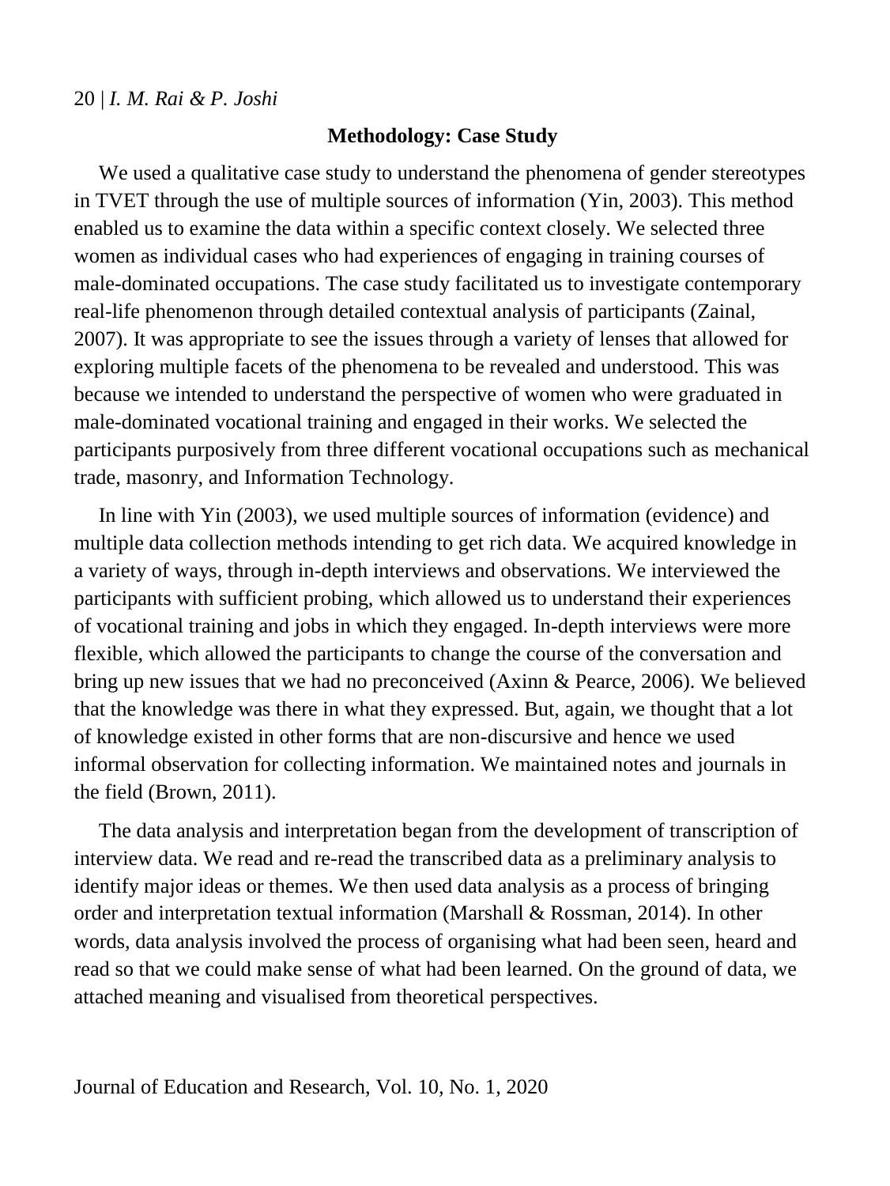## Methodology: Case Study

We used a qualitative case study to understand the phenomena of gender stereotypes in TVET through the use of multiple sources of information (Yin, 2003). This method enabled us to examine the data within a specific context closely. We selected three women as individual cases who had experiences of engaging in training courses of male-dominated occupations. The case study facilitated us to investigate contemporary real-life phenomenon through detailed contextual analysis of participants (Zainal, 2007). It was appropriate to see the issues through a variety of lenses that allowed for exploring multiple facets of the phenomena to be revealed and understood. This was because we intended to understand the perspective of women who were graduated in male-dominated vocational training and engaged in their works. We selected the participants purposively from three different vocational occupations such as mechanical trade, masonry, and Information Technology.

In line with Yin (2003), we used multiple sources of information (evidence) and multiple data collection methods intending to get rich data. We acquired knowledge in a variety of ways, through in-depth interviews and observations. We interviewed the participants with sufficient probing, which allowed us to understand their experiences of vocational training and jobs in which they engaged. In-depth interviews were more flexible, which allowed the participants to change the course of the conversation and bring up new issues that we had no preconceived (Axinn & Pearce, 2006). We believed that the knowledge was there in what they expressed. But, again, we thought that a lot of knowledge existed in other forms that are non-discursive and hence we used informal observation for collecting information. We maintained notes and journals in the field (Brown, 2011).

The data analysis and interpretation began from the development of transcription of interview data. We read and re-read the transcribed data as a preliminary analysis to identify major ideas or themes. We then used data analysis as a process of bringing order and interpretation textual information (Marshall & Rossman, 2014). In other words, data analysis involved the process of organising what had been seen, heard and read so that we could make sense of what had been learned. On the ground of data, we attached meaning and visualised from theoretical perspectives.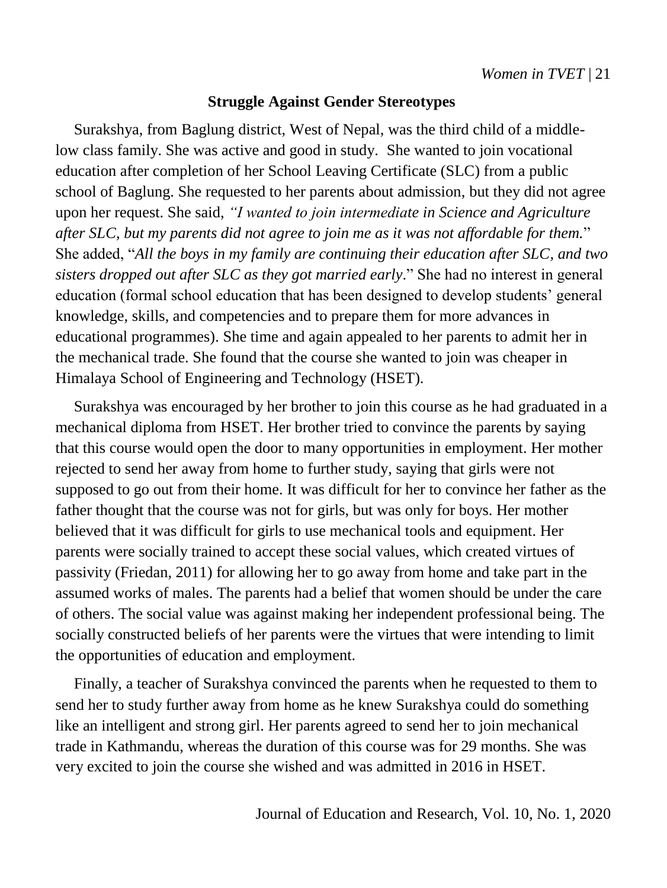### Struggle Against Gender Stereotypes

Surakshya, from Baglung district, West of Nepal, was the third child of a middle-low class family. She was active and good in study. She wanted to join vocational education after completion of her School Leaving Certificate (SLC) from a public school of Baglung. She requested to her parents about admission, but they did not agree upon her request. She said, *"I wanted to join intermediate in Science and Agriculture after SLC, but my parents did not agree to join me as it was not affordable for them.*" She added, "*All the boys in my family are continuing their education after SLC, and two sisters dropped out after SLC as they got married early*." She had no interest in general education (formal school education that has been designed to develop students' general knowledge, skills, and competencies and to prepare them for more advances in educational programmes). She time and again appealed to her parents to admit her in the mechanical trade. She found that the course she wanted to join was cheaper in Himalaya School of Engineering and Technology (HSET).

Surakshya was encouraged by her brother to join this course as he had graduated in a mechanical diploma from HSET. Her brother tried to convince the parents by saying that this course would open the door to many opportunities in employment. Her mother rejected to send her away from home to further study, saying that girls were not supposed to go out from their home. It was difficult for her to convince her father as the father thought that the course was not for girls, but was only for boys. Her mother believed that it was difficult for girls to use mechanical tools and equipment. Her parents were socially trained to accept these social values, which created virtues of passivity (Friedan, 2011) for allowing her to go away from home and take part in the assumed works of males. The parents had a belief that women should be under the care of others. The social value was against making her independent professional being. The socially constructed beliefs of her parents were the virtues that were intending to limit the opportunities of education and employment.

Finally, a teacher of Surakshya convinced the parents when he requested to them to send her to study further away from home as he knew Surakshya could do something like an intelligent and strong girl. Her parents agreed to send her to join mechanical trade in Kathmandu, whereas the duration of this course was for 29 months. She was very excited to join the course she wished and was admitted in 2016 in HSET.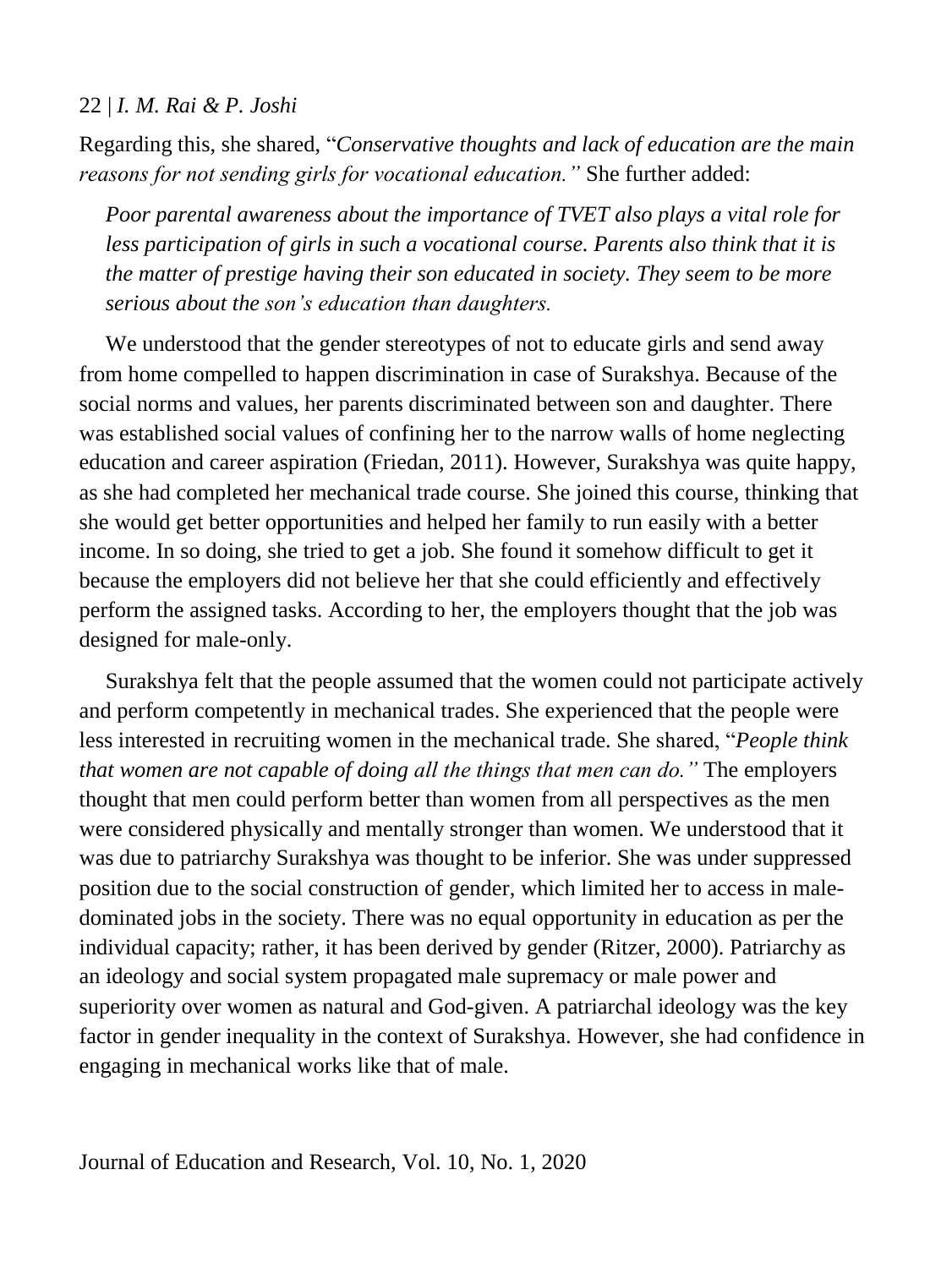Regarding this, she shared, "*Conservative thoughts and lack of education are the main reasons for not sending girls for vocational education.*" She further added:

> *Poor parental awareness about the importance of TVET also plays a vital role for less participation of girls in such a vocational course. Parents also think that it is the matter of prestige having their son educated in society. They seem to be more serious about the son's education than daughters.*

We understood that the gender stereotypes of not to educate girls and send away from home compelled to happen discrimination in case of Surakshya. Because of the social norms and values, her parents discriminated between son and daughter. There was established social values of confining her to the narrow walls of home neglecting education and career aspiration (Friedan, 2011). However, Surakshya was quite happy, as she had completed her mechanical trade course. She joined this course, thinking that she would get better opportunities and helped her family to run easily with a better income. In so doing, she tried to get a job. She found it somehow difficult to get it because the employers did not believe her that she could efficiently and effectively perform the assigned tasks. According to her, the employers thought that the job was designed for male-only.

Surakshya felt that the people assumed that the women could not participate actively and perform competently in mechanical trades. She experienced that the people were less interested in recruiting women in the mechanical trade. She shared, "*People think that women are not capable of doing all the things that men can do.*" The employers thought that men could perform better than women from all perspectives as the men were considered physically and mentally stronger than women. We understood that it was due to patriarchy Surakshya was thought to be inferior. She was under suppressed position due to the social construction of gender, which limited her to access in male-dominated jobs in the society. There was no equal opportunity in education as per the individual capacity; rather, it has been derived by gender (Ritzer, 2000). Patriarchy as an ideology and social system propagated male supremacy or male power and superiority over women as natural and God-given. A patriarchal ideology was the key factor in gender inequality in the context of Surakshya. However, she had confidence in engaging in mechanical works like that of male.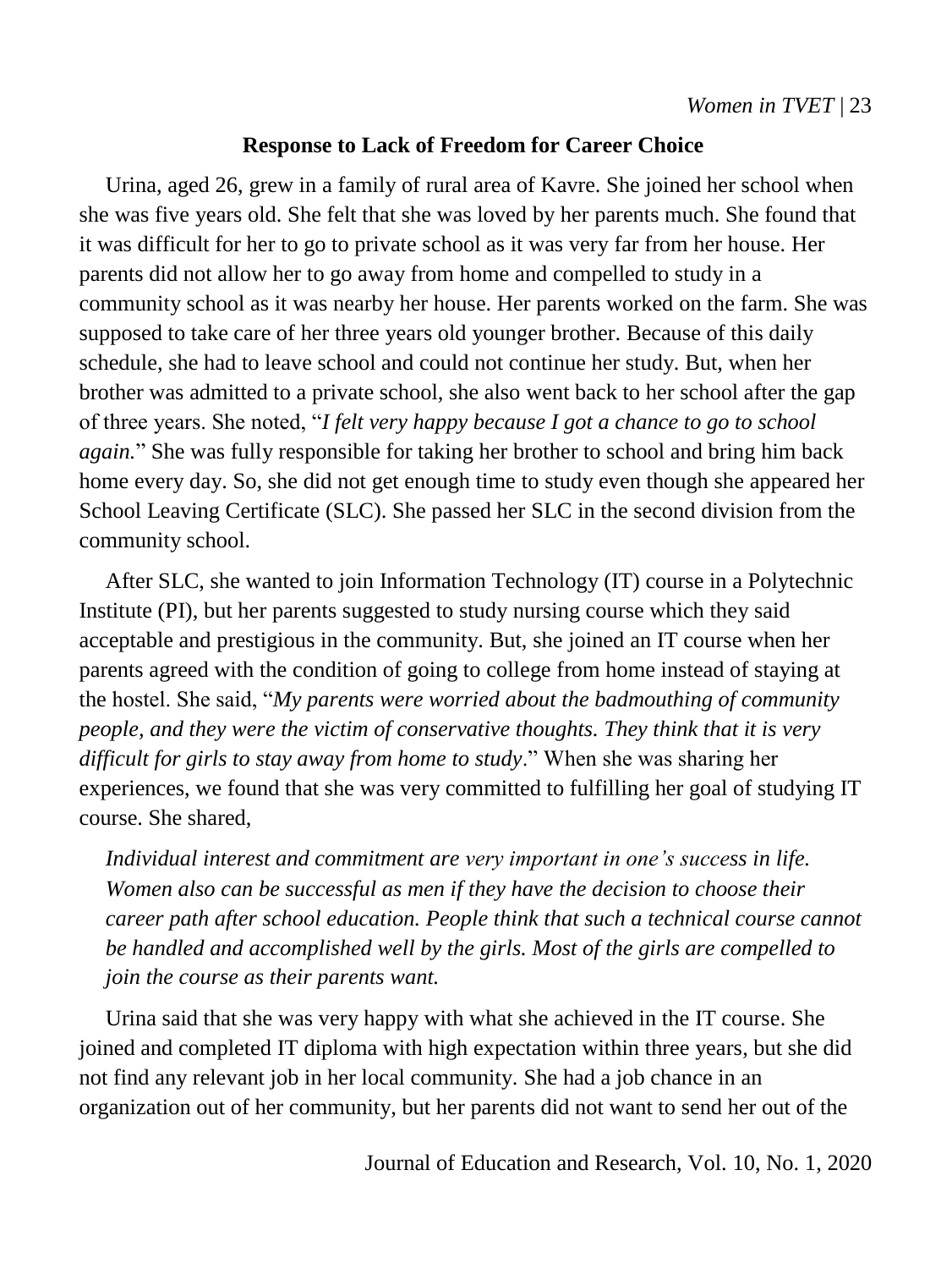### Response to Lack of Freedom for Career Choice

Urina, aged 26, grew in a family of rural area of Kavre. She joined her school when she was five years old. She felt that she was loved by her parents much. She found that it was difficult for her to go to private school as it was very far from her house. Her parents did not allow her to go away from home and compelled to study in a community school as it was nearby her house. Her parents worked on the farm. She was supposed to take care of her three years old younger brother. Because of this daily schedule, she had to leave school and could not continue her study. But, when her brother was admitted to a private school, she also went back to her school after the gap of three years. She noted, "*I felt very happy because I got a chance to go to school again.*" She was fully responsible for taking her brother to school and bring him back home every day. So, she did not get enough time to study even though she appeared her School Leaving Certificate (SLC). She passed her SLC in the second division from the community school.

After SLC, she wanted to join Information Technology (IT) course in a Polytechnic Institute (PI), but her parents suggested to study nursing course which they said acceptable and prestigious in the community. But, she joined an IT course when her parents agreed with the condition of going to college from home instead of staying at the hostel. She said, "*My parents were worried about the badmouthing of community people, and they were the victim of conservative thoughts. They think that it is very difficult for girls to stay away from home to study*." When she was sharing her experiences, we found that she was very committed to fulfilling her goal of studying IT course. She shared,

> *Individual interest and commitment are very important in one's success in life. Women also can be successful as men if they have the decision to choose their career path after school education. People think that such a technical course cannot be handled and accomplished well by the girls. Most of the girls are compelled to join the course as their parents want.*

Urina said that she was very happy with what she achieved in the IT course. She joined and completed IT diploma with high expectation within three years, but she did not find any relevant job in her local community. She had a job chance in an organization out of her community, but her parents did not want to send her out of the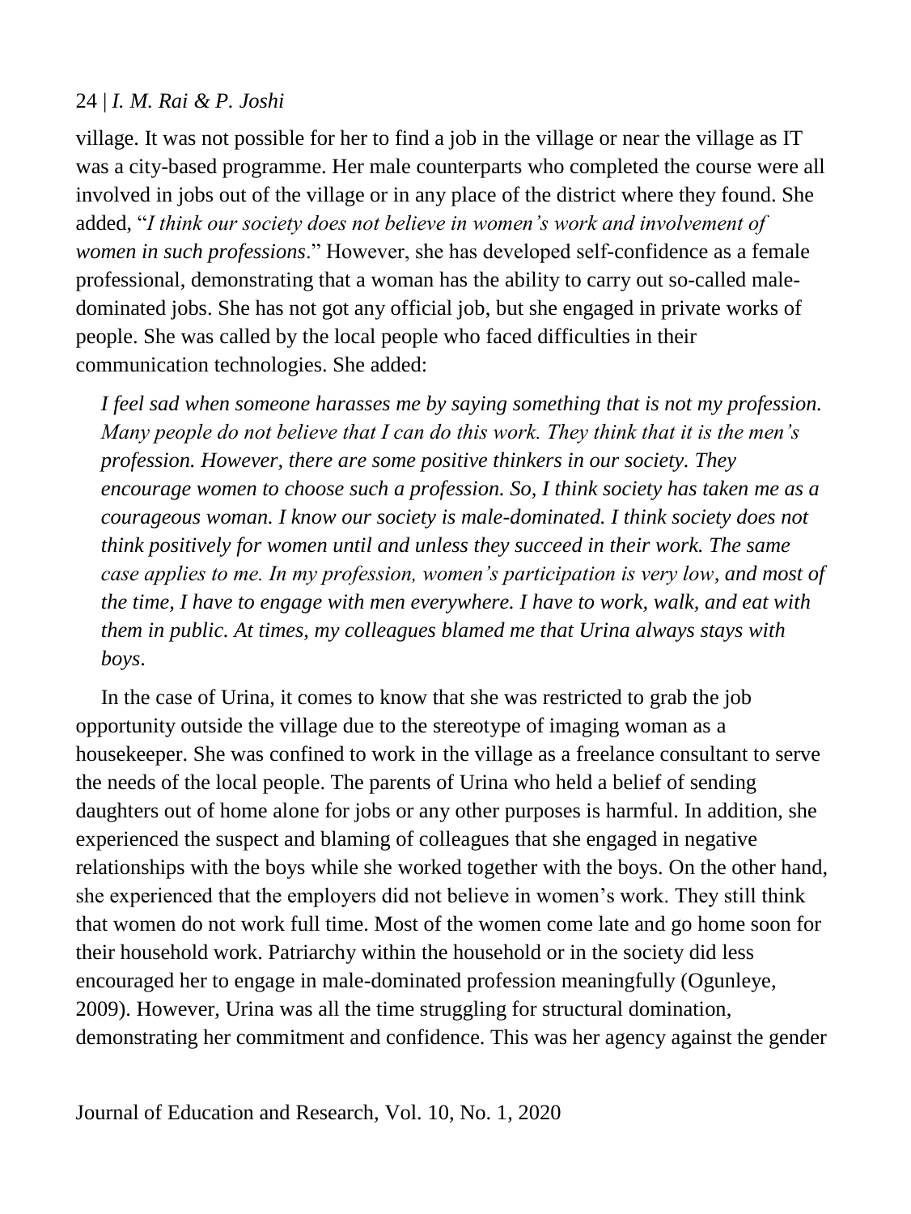village. It was not possible for her to find a job in the village or near the village as IT was a city-based programme. Her male counterparts who completed the course were all involved in jobs out of the village or in any place of the district where they found. She added, "*I think our society does not believe in women's work and involvement of women in such professions*." However, she has developed self-confidence as a female professional, demonstrating that a woman has the ability to carry out so-called male-dominated jobs. She has not got any official job, but she engaged in private works of people. She was called by the local people who faced difficulties in their communication technologies. She added:

> *I feel sad when someone harasses me by saying something that is not my profession. Many people do not believe that I can do this work. They think that it is the men's profession. However, there are some positive thinkers in our society. They encourage women to choose such a profession. So, I think society has taken me as a courageous woman. I know our society is male-dominated. I think society does not think positively for women until and unless they succeed in their work. The same case applies to me. In my profession, women's participation is very low, and most of the time, I have to engage with men everywhere. I have to work, walk, and eat with them in public. At times, my colleagues blamed me that Urina always stays with boys.*

In the case of Urina, it comes to know that she was restricted to grab the job opportunity outside the village due to the stereotype of imaging woman as a housekeeper. She was confined to work in the village as a freelance consultant to serve the needs of the local people. The parents of Urina who held a belief of sending daughters out of home alone for jobs or any other purposes is harmful. In addition, she experienced the suspect and blaming of colleagues that she engaged in negative relationships with the boys while she worked together with the boys. On the other hand, she experienced that the employers did not believe in women's work. They still think that women do not work full time. Most of the women come late and go home soon for their household work. Patriarchy within the household or in the society did less encouraged her to engage in male-dominated profession meaningfully (Ogunleye, 2009). However, Urina was all the time struggling for structural domination, demonstrating her commitment and confidence. This was her agency against the gender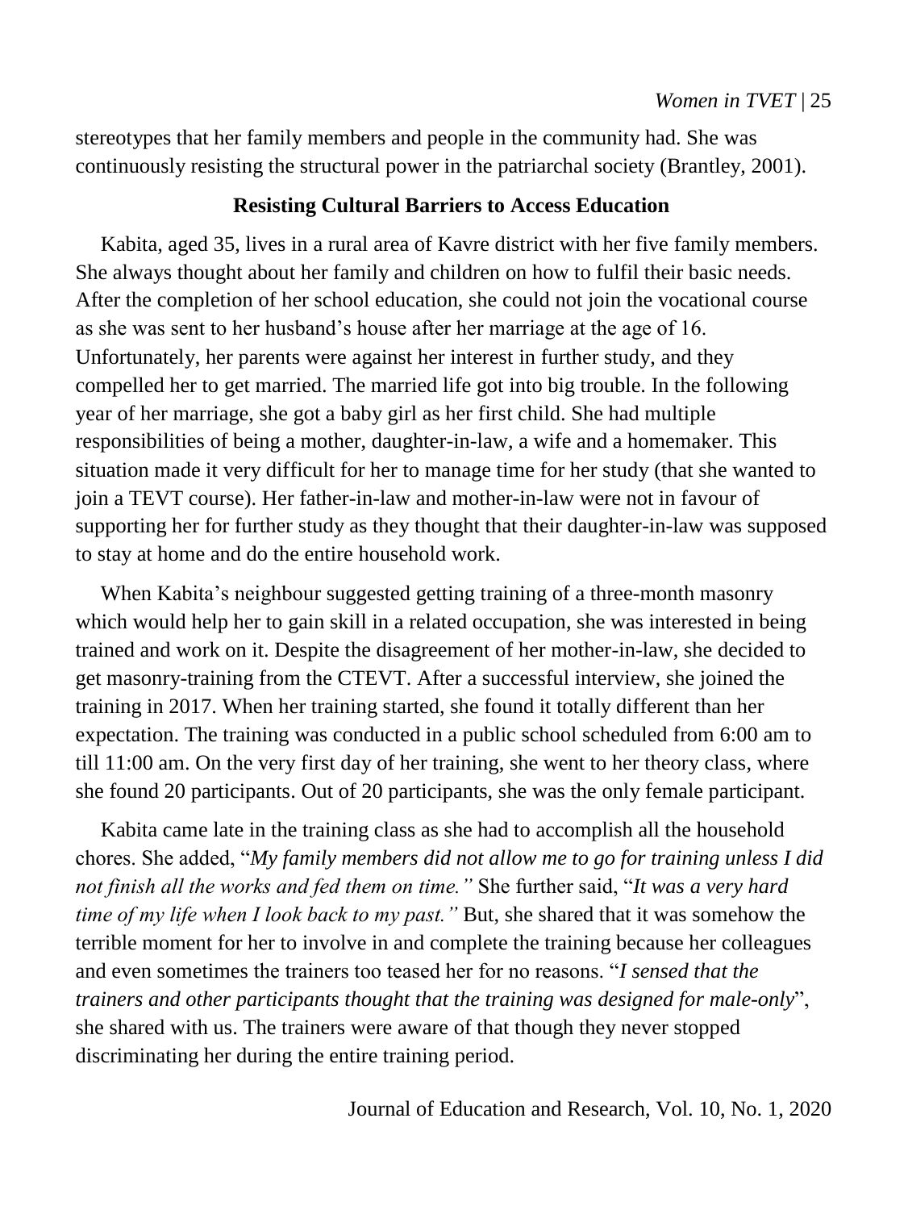stereotypes that her family members and people in the community had. She was continuously resisting the structural power in the patriarchal society (Brantley, 2001).

### Resisting Cultural Barriers to Access Education

Kabita, aged 35, lives in a rural area of Kavre district with her five family members. She always thought about her family and children on how to fulfil their basic needs. After the completion of her school education, she could not join the vocational course as she was sent to her husband's house after her marriage at the age of 16. Unfortunately, her parents were against her interest in further study, and they compelled her to get married. The married life got into big trouble. In the following year of her marriage, she got a baby girl as her first child. She had multiple responsibilities of being a mother, daughter-in-law, a wife and a homemaker. This situation made it very difficult for her to manage time for her study (that she wanted to join a TEVT course). Her father-in-law and mother-in-law were not in favour of supporting her for further study as they thought that their daughter-in-law was supposed to stay at home and do the entire household work.

When Kabita's neighbour suggested getting training of a three-month masonry which would help her to gain skill in a related occupation, she was interested in being trained and work on it. Despite the disagreement of her mother-in-law, she decided to get masonry-training from the CTEVT. After a successful interview, she joined the training in 2017. When her training started, she found it totally different than her expectation. The training was conducted in a public school scheduled from 6:00 am to till 11:00 am. On the very first day of her training, she went to her theory class, where she found 20 participants. Out of 20 participants, she was the only female participant.

Kabita came late in the training class as she had to accomplish all the household chores. She added, "*My family members did not allow me to go for training unless I did not finish all the works and fed them on time.*" She further said, "*It was a very hard time of my life when I look back to my past.*" But, she shared that it was somehow the terrible moment for her to involve in and complete the training because her colleagues and even sometimes the trainers too teased her for no reasons. "*I sensed that the trainers and other participants thought that the training was designed for male-only*", she shared with us. The trainers were aware of that though they never stopped discriminating her during the entire training period.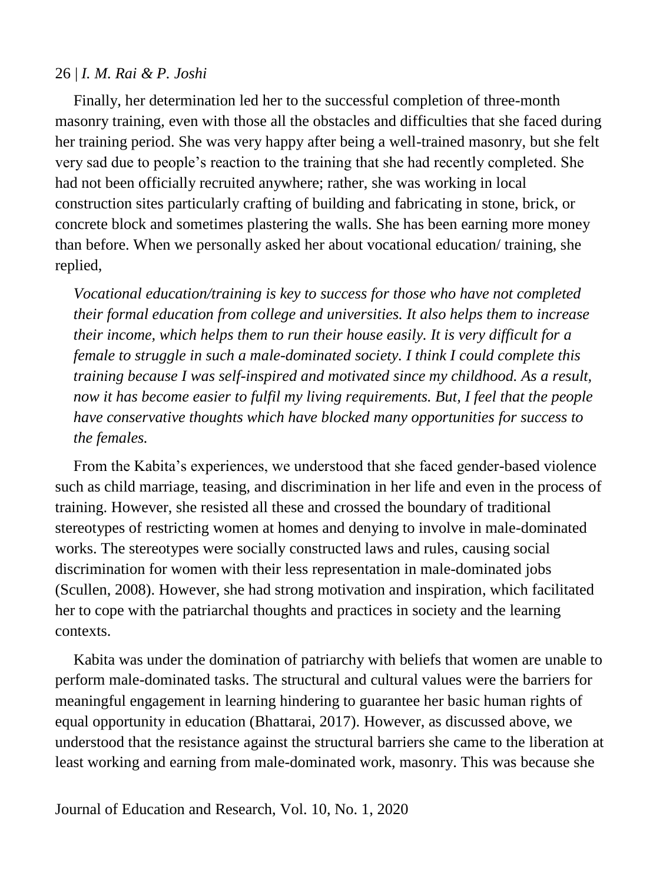Finally, her determination led her to the successful completion of three-month masonry training, even with those all the obstacles and difficulties that she faced during her training period. She was very happy after being a well-trained masonry, but she felt very sad due to people's reaction to the training that she had recently completed. She had not been officially recruited anywhere; rather, she was working in local construction sites particularly crafting of building and fabricating in stone, brick, or concrete block and sometimes plastering the walls. She has been earning more money than before. When we personally asked her about vocational education/ training, she replied,

> *Vocational education/training is key to success for those who have not completed their formal education from college and universities. It also helps them to increase their income, which helps them to run their house easily. It is very difficult for a female to struggle in such a male-dominated society. I think I could complete this training because I was self-inspired and motivated since my childhood. As a result, now it has become easier to fulfil my living requirements. But, I feel that the people have conservative thoughts which have blocked many opportunities for success to the females.*

From the Kabita's experiences, we understood that she faced gender-based violence such as child marriage, teasing, and discrimination in her life and even in the process of training. However, she resisted all these and crossed the boundary of traditional stereotypes of restricting women at homes and denying to involve in male-dominated works. The stereotypes were socially constructed laws and rules, causing social discrimination for women with their less representation in male-dominated jobs (Scullen, 2008). However, she had strong motivation and inspiration, which facilitated her to cope with the patriarchal thoughts and practices in society and the learning contexts.

Kabita was under the domination of patriarchy with beliefs that women are unable to perform male-dominated tasks. The structural and cultural values were the barriers for meaningful engagement in learning hindering to guarantee her basic human rights of equal opportunity in education (Bhattarai, 2017). However, as discussed above, we understood that the resistance against the structural barriers she came to the liberation at least working and earning from male-dominated work, masonry. This was because she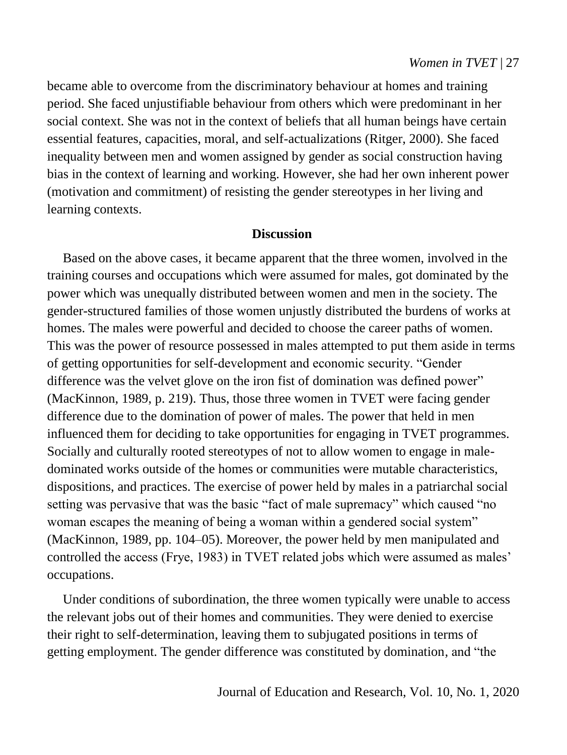became able to overcome from the discriminatory behaviour at homes and training period. She faced unjustifiable behaviour from others which were predominant in her social context. She was not in the context of beliefs that all human beings have certain essential features, capacities, moral, and self-actualizations (Ritger, 2000). She faced inequality between men and women assigned by gender as social construction having bias in the context of learning and working. However, she had her own inherent power (motivation and commitment) of resisting the gender stereotypes in her living and learning contexts.

## Discussion

Based on the above cases, it became apparent that the three women, involved in the training courses and occupations which were assumed for males, got dominated by the power which was unequally distributed between women and men in the society. The gender-structured families of those women unjustly distributed the burdens of works at homes. The males were powerful and decided to choose the career paths of women. This was the power of resource possessed in males attempted to put them aside in terms of getting opportunities for self-development and economic security. "Gender difference was the velvet glove on the iron fist of domination was defined power" (MacKinnon, 1989, p. 219). Thus, those three women in TVET were facing gender difference due to the domination of power of males. The power that held in men influenced them for deciding to take opportunities for engaging in TVET programmes. Socially and culturally rooted stereotypes of not to allow women to engage in male-dominated works outside of the homes or communities were mutable characteristics, dispositions, and practices. The exercise of power held by males in a patriarchal social setting was pervasive that was the basic "fact of male supremacy" which caused "no woman escapes the meaning of being a woman within a gendered social system" (MacKinnon, 1989, pp. 104–05). Moreover, the power held by men manipulated and controlled the access (Frye, 1983) in TVET related jobs which were assumed as males' occupations.

Under conditions of subordination, the three women typically were unable to access the relevant jobs out of their homes and communities. They were denied to exercise their right to self-determination, leaving them to subjugated positions in terms of getting employment. The gender difference was constituted by domination, and "the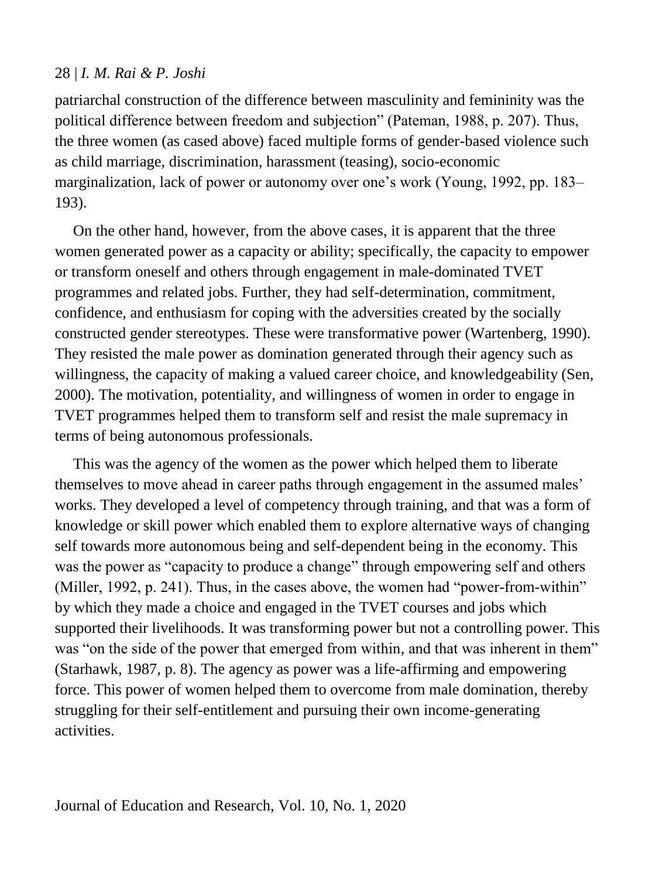patriarchal construction of the difference between masculinity and femininity was the political difference between freedom and subjection" (Pateman, 1988, p. 207). Thus, the three women (as cased above) faced multiple forms of gender-based violence such as child marriage, discrimination, harassment (teasing), socio-economic marginalization, lack of power or autonomy over one's work (Young, 1992, pp. 183–193).

On the other hand, however, from the above cases, it is apparent that the three women generated power as a capacity or ability; specifically, the capacity to empower or transform oneself and others through engagement in male-dominated TVET programmes and related jobs. Further, they had self-determination, commitment, confidence, and enthusiasm for coping with the adversities created by the socially constructed gender stereotypes. These were transformative power (Wartenberg, 1990). They resisted the male power as domination generated through their agency such as willingness, the capacity of making a valued career choice, and knowledgeability (Sen, 2000). The motivation, potentiality, and willingness of women in order to engage in TVET programmes helped them to transform self and resist the male supremacy in terms of being autonomous professionals.

This was the agency of the women as the power which helped them to liberate themselves to move ahead in career paths through engagement in the assumed males' works. They developed a level of competency through training, and that was a form of knowledge or skill power which enabled them to explore alternative ways of changing self towards more autonomous being and self-dependent being in the economy. This was the power as "capacity to produce a change" through empowering self and others (Miller, 1992, p. 241). Thus, in the cases above, the women had "power-from-within" by which they made a choice and engaged in the TVET courses and jobs which supported their livelihoods. It was transforming power but not a controlling power. This was "on the side of the power that emerged from within, and that was inherent in them" (Starhawk, 1987, p. 8). The agency as power was a life-affirming and empowering force. This power of women helped them to overcome from male domination, thereby struggling for their self-entitlement and pursuing their own income-generating activities.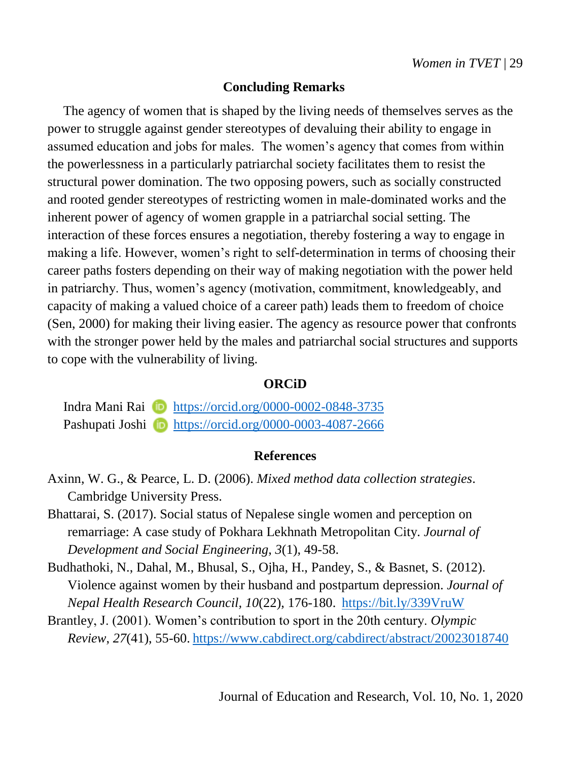## Concluding Remarks

The agency of women that is shaped by the living needs of themselves serves as the power to struggle against gender stereotypes of devaluing their ability to engage in assumed education and jobs for males. The women's agency that comes from within the powerlessness in a particularly patriarchal society facilitates them to resist the structural power domination. The two opposing powers, such as socially constructed and rooted gender stereotypes of restricting women in male-dominated works and the inherent power of agency of women grapple in a patriarchal social setting. The interaction of these forces ensures a negotiation, thereby fostering a way to engage in making a life. However, women's right to self-determination in terms of choosing their career paths fosters depending on their way of making negotiation with the power held in patriarchy. Thus, women's agency (motivation, commitment, knowledgeably, and capacity of making a valued choice of a career path) leads them to freedom of choice (Sen, 2000) for making their living easier. The agency as resource power that confronts with the stronger power held by the males and patriarchal social structures and supports to cope with the vulnerability of living.

## ORCiD

Indra Mani Rai https://orcid.org/0000-0002-0848-3735
Pashupati Joshi https://orcid.org/0000-0003-4087-2666

## References

Axinn, W. G., & Pearce, L. D. (2006). *Mixed method data collection strategies*. Cambridge University Press.

Bhattarai, S. (2017). Social status of Nepalese single women and perception on remarriage: A case study of Pokhara Lekhnath Metropolitan City. *Journal of Development and Social Engineering, 3*(1), 49-58.

Budhathoki, N., Dahal, M., Bhusal, S., Ojha, H., Pandey, S., & Basnet, S. (2012). Violence against women by their husband and postpartum depression. *Journal of Nepal Health Research Council, 10*(22), 176-180. https://bit.ly/339VruW

Brantley, J. (2001). Women's contribution to sport in the 20th century. *Olympic Review, 27*(41), 55-60. https://www.cabdirect.org/cabdirect/abstract/20023018740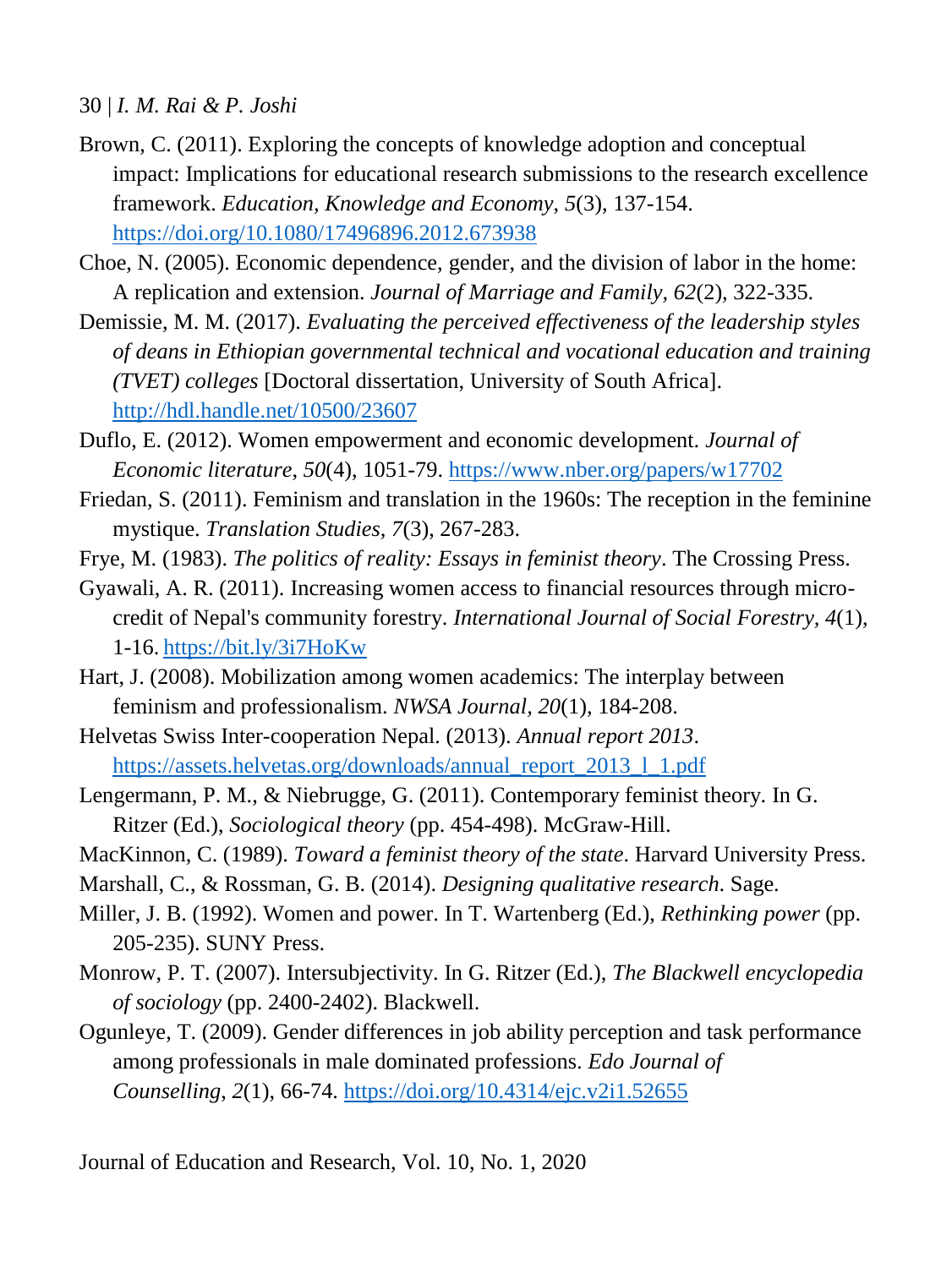Brown, C. (2011). Exploring the concepts of knowledge adoption and conceptual impact: Implications for educational research submissions to the research excellence framework. *Education, Knowledge and Economy, 5*(3), 137-154. https://doi.org/10.1080/17496896.2012.673938

Choe, N. (2005). Economic dependence, gender, and the division of labor in the home: A replication and extension. *Journal of Marriage and Family, 62*(2), 322-335.

Demissie, M. M. (2017). *Evaluating the perceived effectiveness of the leadership styles of deans in Ethiopian governmental technical and vocational education and training (TVET) colleges* [Doctoral dissertation, University of South Africa]. http://hdl.handle.net/10500/23607

Duflo, E. (2012). Women empowerment and economic development. *Journal of Economic literature, 50*(4), 1051-79. https://www.nber.org/papers/w17702

Friedan, S. (2011). Feminism and translation in the 1960s: The reception in the feminine mystique. *Translation Studies, 7*(3), 267-283.

Frye, M. (1983). *The politics of reality: Essays in feminist theory*. The Crossing Press.

Gyawali, A. R. (2011). Increasing women access to financial resources through micro-credit of Nepal's community forestry. *International Journal of Social Forestry, 4*(1), 1-16. https://bit.ly/3i7HoKw

Hart, J. (2008). Mobilization among women academics: The interplay between feminism and professionalism. *NWSA Journal, 20*(1), 184-208.

Helvetas Swiss Inter-cooperation Nepal. (2013). *Annual report 2013*. https://assets.helvetas.org/downloads/annual_report_2013_l_1.pdf

Lengermann, P. M., & Niebrugge, G. (2011). Contemporary feminist theory. In G. Ritzer (Ed.), *Sociological theory* (pp. 454-498). McGraw-Hill.

MacKinnon, C. (1989). *Toward a feminist theory of the state*. Harvard University Press.

Marshall, C., & Rossman, G. B. (2014). *Designing qualitative research.* Sage.

Miller, J. B. (1992). Women and power. In T. Wartenberg (Ed.), *Rethinking power* (pp. 205-235). SUNY Press.

Monrow, P. T. (2007). Intersubjectivity. In G. Ritzer (Ed.), *The Blackwell encyclopedia of sociology* (pp. 2400-2402). Blackwell.

Ogunleye, T. (2009). Gender differences in job ability perception and task performance among professionals in male dominated professions. *Edo Journal of Counselling, 2*(1), 66-74. https://doi.org/10.4314/ejc.v2i1.52655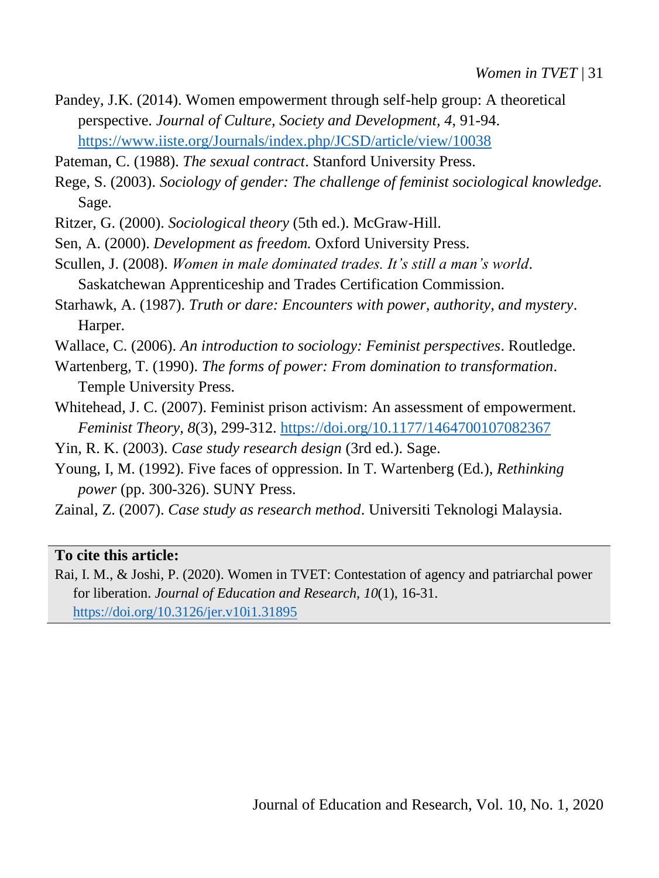Pandey, J.K. (2014). Women empowerment through self-help group: A theoretical perspective. *Journal of Culture, Society and Development, 4*, 91-94. https://www.iiste.org/Journals/index.php/JCSD/article/view/10038

Pateman, C. (1988). *The sexual contract*. Stanford University Press.

Rege, S. (2003). *Sociology of gender: The challenge of feminist sociological knowledge.* Sage.

Ritzer, G. (2000). *Sociological theory* (5th ed.). McGraw-Hill.

Sen, A. (2000). *Development as freedom.* Oxford University Press.

Scullen, J. (2008). *Women in male dominated trades. It's still a man's world*. Saskatchewan Apprenticeship and Trades Certification Commission.

Starhawk, A. (1987). *Truth or dare: Encounters with power, authority, and mystery*. Harper.

Wallace, C. (2006). *An introduction to sociology: Feminist perspectives*. Routledge.

Wartenberg, T. (1990). *The forms of power: From domination to transformation*. Temple University Press.

Whitehead, J. C. (2007). Feminist prison activism: An assessment of empowerment. *Feminist Theory, 8*(3), 299-312. https://doi.org/10.1177/1464700107082367

Yin, R. K. (2003). *Case study research design* (3rd ed.). Sage.

Young, I, M. (1992). Five faces of oppression. In T. Wartenberg (Ed.), *Rethinking power* (pp. 300-326). SUNY Press.

Zainal, Z. (2007). *Case study as research method*. Universiti Teknologi Malaysia.

**To cite this article:**

Rai, I. M., & Joshi, P. (2020). Women in TVET: Contestation of agency and patriarchal power for liberation. *Journal of Education and Research, 10*(1), 16-31. https://doi.org/10.3126/jer.v10i1.31895